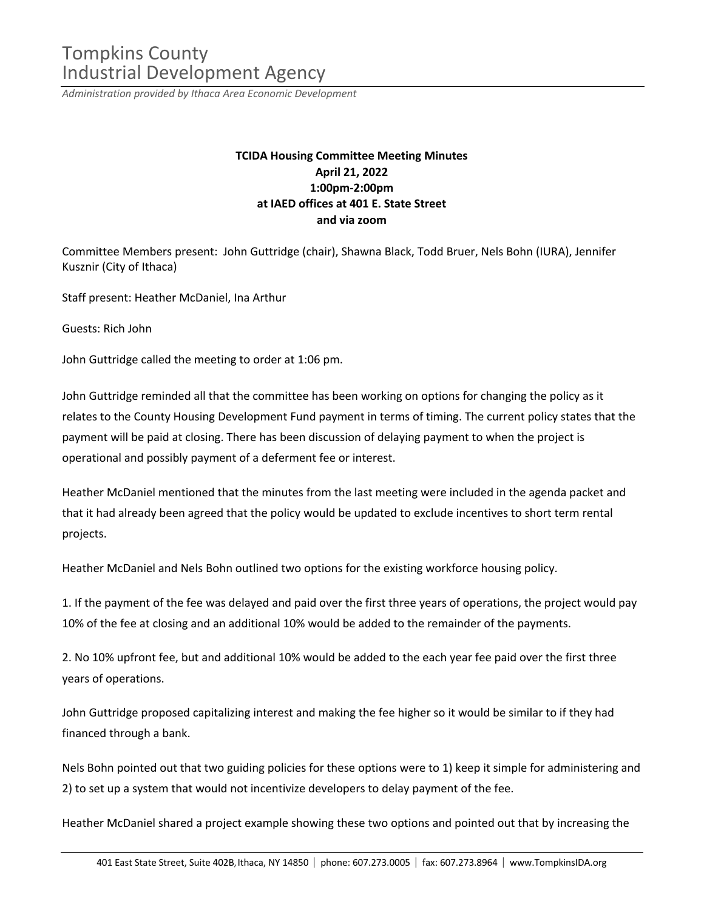# Tompkins County Industrial Development Agency

*Administration provided by Ithaca Area Economic Development*

**TCIDA Housing Committee Meeting Minutes**
**April 21, 2022**
**1:00pm-2:00pm**
**at IAED offices at 401 E. State Street**
**and via zoom**

Committee Members present: John Guttridge (chair), Shawna Black, Todd Bruer, Nels Bohn (IURA), Jennifer Kusznir (City of Ithaca)

Staff present: Heather McDaniel, Ina Arthur

Guests: Rich John

John Guttridge called the meeting to order at 1:06 pm.

John Guttridge reminded all that the committee has been working on options for changing the policy as it relates to the County Housing Development Fund payment in terms of timing. The current policy states that the payment will be paid at closing. There has been discussion of delaying payment to when the project is operational and possibly payment of a deferment fee or interest.

Heather McDaniel mentioned that the minutes from the last meeting were included in the agenda packet and that it had already been agreed that the policy would be updated to exclude incentives to short term rental projects.

Heather McDaniel and Nels Bohn outlined two options for the existing workforce housing policy.

1. If the payment of the fee was delayed and paid over the first three years of operations, the project would pay 10% of the fee at closing and an additional 10% would be added to the remainder of the payments.

2. No 10% upfront fee, but and additional 10% would be added to the each year fee paid over the first three years of operations.

John Guttridge proposed capitalizing interest and making the fee higher so it would be similar to if they had financed through a bank.

Nels Bohn pointed out that two guiding policies for these options were to 1) keep it simple for administering and 2) to set up a system that would not incentivize developers to delay payment of the fee.

Heather McDaniel shared a project example showing these two options and pointed out that by increasing the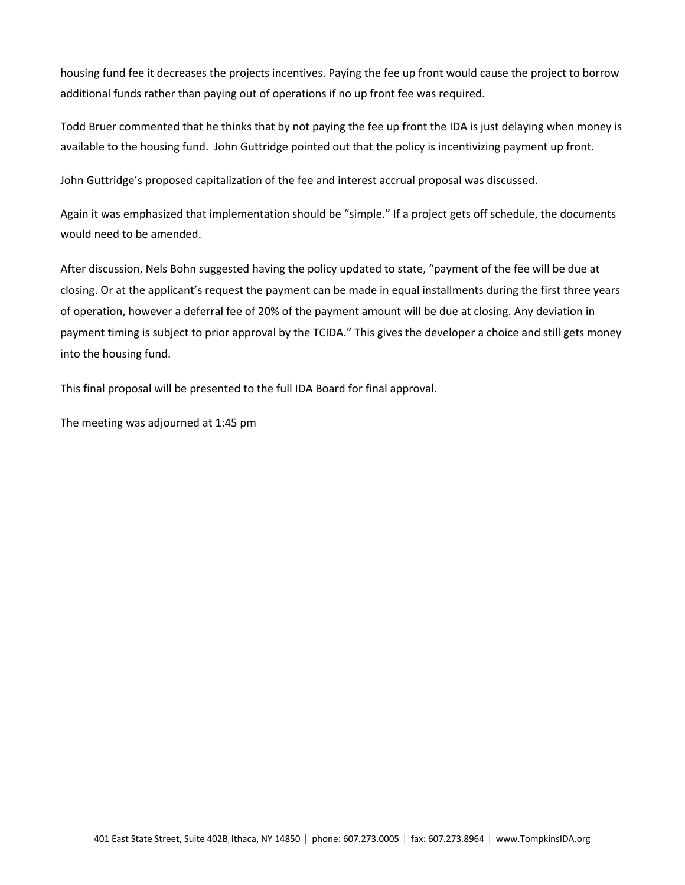housing fund fee it decreases the projects incentives. Paying the fee up front would cause the project to borrow additional funds rather than paying out of operations if no up front fee was required.

Todd Bruer commented that he thinks that by not paying the fee up front the IDA is just delaying when money is available to the housing fund. John Guttridge pointed out that the policy is incentivizing payment up front.

John Guttridge's proposed capitalization of the fee and interest accrual proposal was discussed.

Again it was emphasized that implementation should be "simple." If a project gets off schedule, the documents would need to be amended.

After discussion, Nels Bohn suggested having the policy updated to state, "payment of the fee will be due at closing. Or at the applicant's request the payment can be made in equal installments during the first three years of operation, however a deferral fee of 20% of the payment amount will be due at closing. Any deviation in payment timing is subject to prior approval by the TCIDA." This gives the developer a choice and still gets money into the housing fund.

This final proposal will be presented to the full IDA Board for final approval.

The meeting was adjourned at 1:45 pm